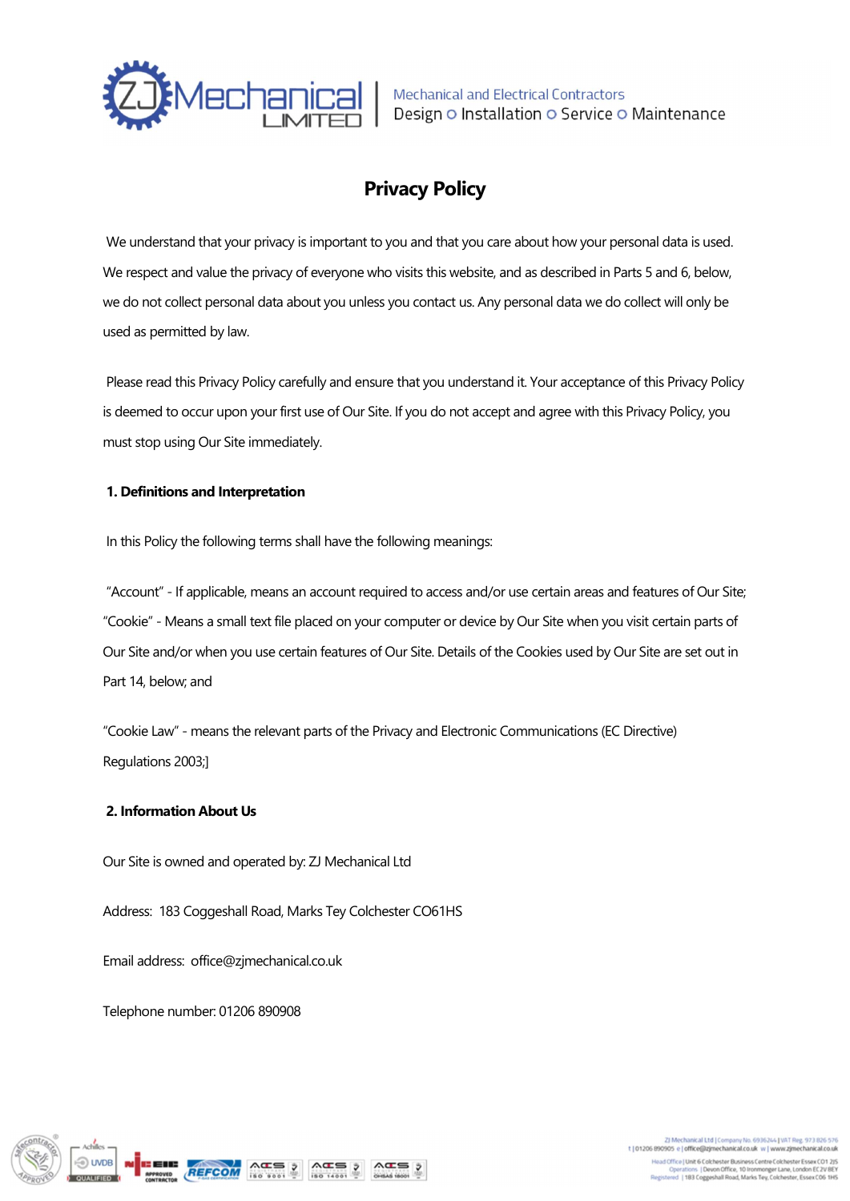# Privacy Policy

We understand that your privacy is important to you and that you care about how your personal data is used. We respect and value the privacy of everyone who visits this website, and as described in Parts 5 and 6, below, we do not collect personal data about you unless you contact us. Any personal data we do collect will only be used as permitted by law.

Please read this Privacy Policy carefully and ensure that you understand it. Your acceptance of this Privacy Policy is deemed to occur upon your first use of Our Site. If you do not accept and agree with this Privacy Policy, you must stop using Our Site immediately.

## 1. Definitions and Interpretation

In this Policy the following terms shall have the following meanings:

"Account" - If applicable, means an account required to access and/or use certain areas and features of Our Site;
"Cookie" - Means a small text file placed on your computer or device by Our Site when you visit certain parts of Our Site and/or when you use certain features of Our Site. Details of the Cookies used by Our Site are set out in Part 14, below; and

"Cookie Law" - means the relevant parts of the Privacy and Electronic Communications (EC Directive) Regulations 2003;]

## 2. Information About Us

Our Site is owned and operated by: ZJ Mechanical Ltd

Address: 183 Coggeshall Road, Marks Tey Colchester CO61HS

Email address: office@zjmechanical.co.uk

Telephone number: 01206 890908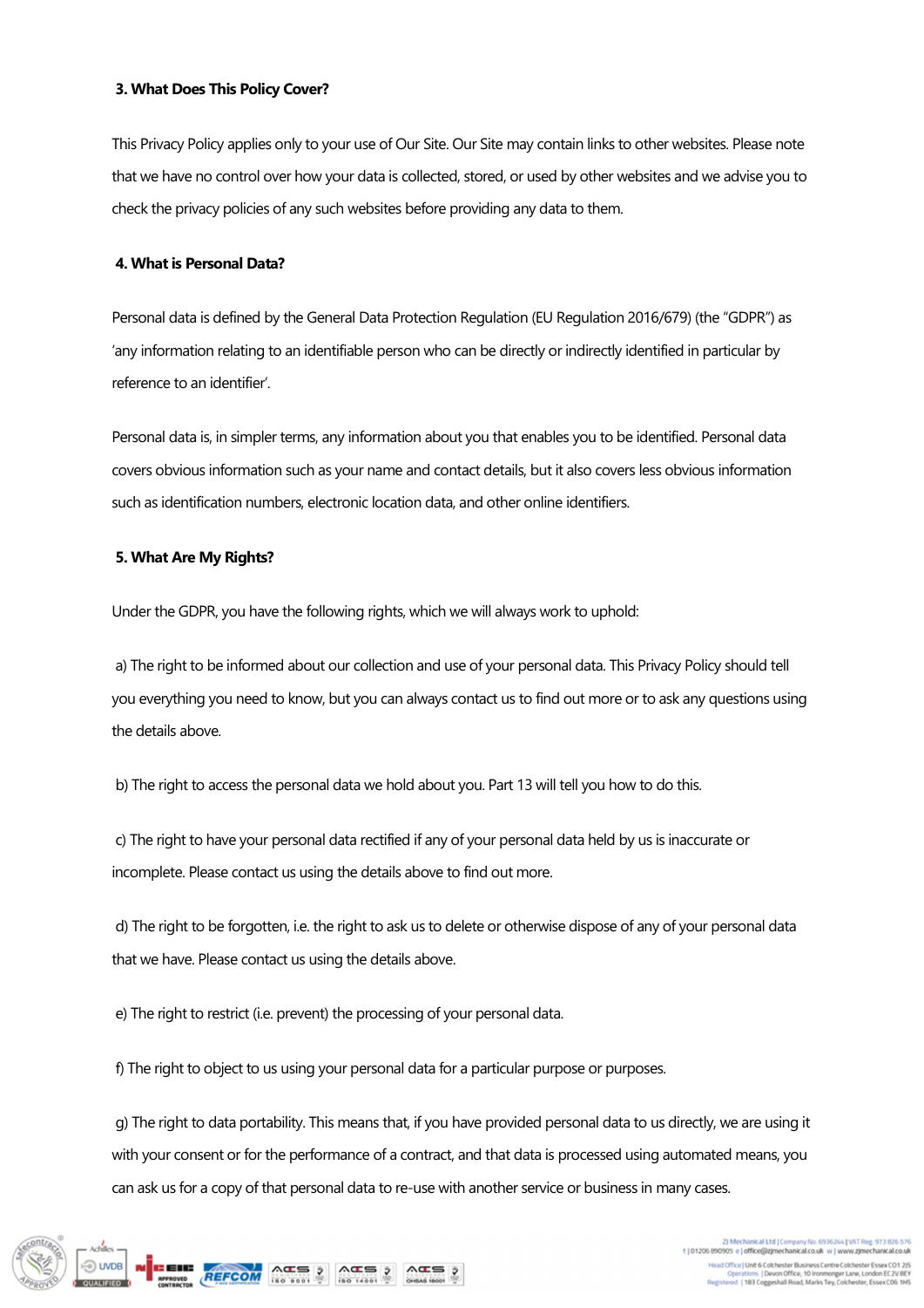**3. What Does This Policy Cover?**

This Privacy Policy applies only to your use of Our Site. Our Site may contain links to other websites. Please note that we have no control over how your data is collected, stored, or used by other websites and we advise you to check the privacy policies of any such websites before providing any data to them.

**4. What is Personal Data?**

Personal data is defined by the General Data Protection Regulation (EU Regulation 2016/679) (the "GDPR") as 'any information relating to an identifiable person who can be directly or indirectly identified in particular by reference to an identifier'.

Personal data is, in simpler terms, any information about you that enables you to be identified. Personal data covers obvious information such as your name and contact details, but it also covers less obvious information such as identification numbers, electronic location data, and other online identifiers.

**5. What Are My Rights?**

Under the GDPR, you have the following rights, which we will always work to uphold:

a) The right to be informed about our collection and use of your personal data. This Privacy Policy should tell you everything you need to know, but you can always contact us to find out more or to ask any questions using the details above.

b) The right to access the personal data we hold about you. Part 13 will tell you how to do this.

c) The right to have your personal data rectified if any of your personal data held by us is inaccurate or incomplete. Please contact us using the details above to find out more.

d) The right to be forgotten, i.e. the right to ask us to delete or otherwise dispose of any of your personal data that we have. Please contact us using the details above.

e) The right to restrict (i.e. prevent) the processing of your personal data.

f) The right to object to us using your personal data for a particular purpose or purposes.

g) The right to data portability. This means that, if you have provided personal data to us directly, we are using it with your consent or for the performance of a contract, and that data is processed using automated means, you can ask us for a copy of that personal data to re-use with another service or business in many cases.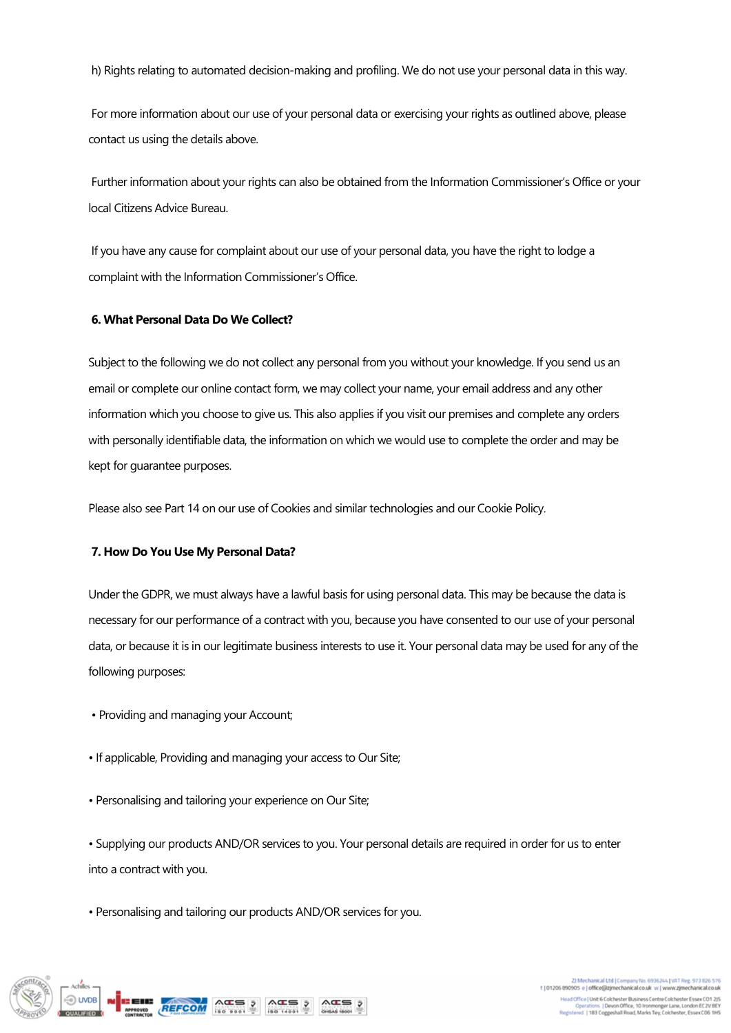h) Rights relating to automated decision-making and profiling. We do not use your personal data in this way.

For more information about our use of your personal data or exercising your rights as outlined above, please contact us using the details above.

Further information about your rights can also be obtained from the Information Commissioner's Office or your local Citizens Advice Bureau.

If you have any cause for complaint about our use of your personal data, you have the right to lodge a complaint with the Information Commissioner's Office.

**6. What Personal Data Do We Collect?**

Subject to the following we do not collect any personal from you without your knowledge. If you send us an email or complete our online contact form, we may collect your name, your email address and any other information which you choose to give us. This also applies if you visit our premises and complete any orders with personally identifiable data, the information on which we would use to complete the order and may be kept for guarantee purposes.

Please also see Part 14 on our use of Cookies and similar technologies and our Cookie Policy.

**7. How Do You Use My Personal Data?**

Under the GDPR, we must always have a lawful basis for using personal data. This may be because the data is necessary for our performance of a contract with you, because you have consented to our use of your personal data, or because it is in our legitimate business interests to use it. Your personal data may be used for any of the following purposes:

- Providing and managing your Account;
- If applicable, Providing and managing your access to Our Site;
- Personalising and tailoring your experience on Our Site;
- Supplying our products AND/OR services to you. Your personal details are required in order for us to enter into a contract with you.
- Personalising and tailoring our products AND/OR services for you.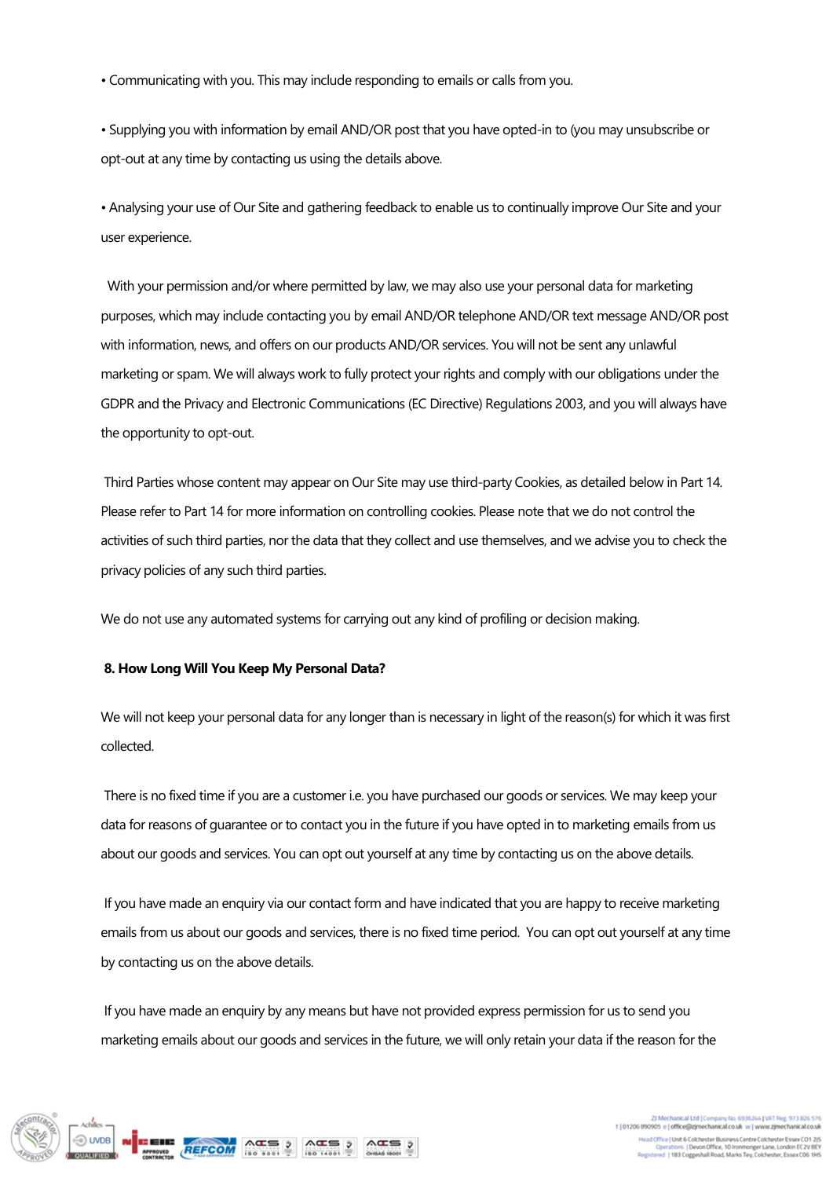• Communicating with you. This may include responding to emails or calls from you.

• Supplying you with information by email AND/OR post that you have opted-in to (you may unsubscribe or opt-out at any time by contacting us using the details above.

• Analysing your use of Our Site and gathering feedback to enable us to continually improve Our Site and your user experience.

With your permission and/or where permitted by law, we may also use your personal data for marketing purposes, which may include contacting you by email AND/OR telephone AND/OR text message AND/OR post with information, news, and offers on our products AND/OR services. You will not be sent any unlawful marketing or spam. We will always work to fully protect your rights and comply with our obligations under the GDPR and the Privacy and Electronic Communications (EC Directive) Regulations 2003, and you will always have the opportunity to opt-out.

Third Parties whose content may appear on Our Site may use third-party Cookies, as detailed below in Part 14. Please refer to Part 14 for more information on controlling cookies. Please note that we do not control the activities of such third parties, nor the data that they collect and use themselves, and we advise you to check the privacy policies of any such third parties.

We do not use any automated systems for carrying out any kind of profiling or decision making.

**8. How Long Will You Keep My Personal Data?**

We will not keep your personal data for any longer than is necessary in light of the reason(s) for which it was first collected.

There is no fixed time if you are a customer i.e. you have purchased our goods or services. We may keep your data for reasons of guarantee or to contact you in the future if you have opted in to marketing emails from us about our goods and services. You can opt out yourself at any time by contacting us on the above details.

If you have made an enquiry via our contact form and have indicated that you are happy to receive marketing emails from us about our goods and services, there is no fixed time period. You can opt out yourself at any time by contacting us on the above details.

If you have made an enquiry by any means but have not provided express permission for us to send you marketing emails about our goods and services in the future, we will only retain your data if the reason for the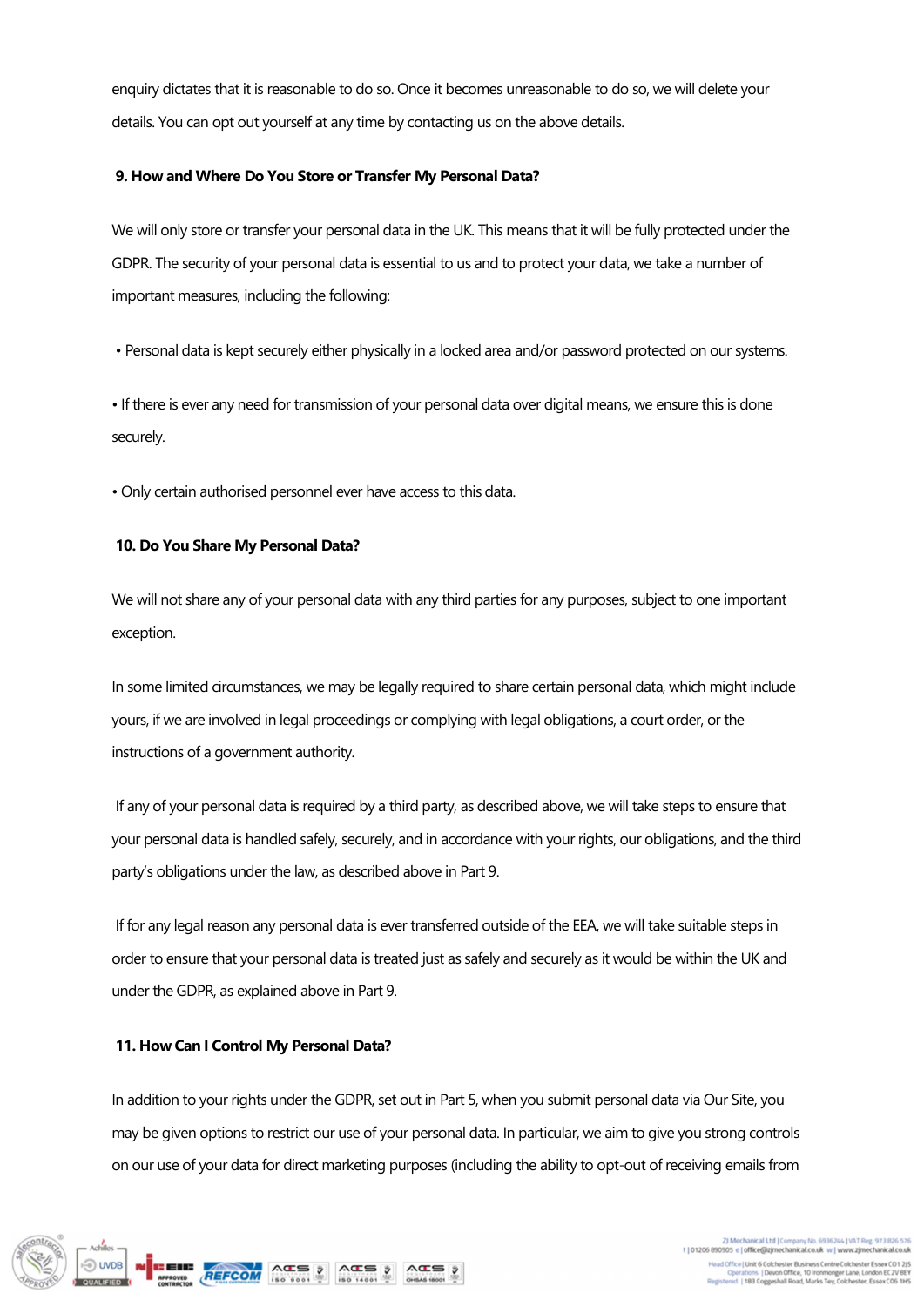enquiry dictates that it is reasonable to do so. Once it becomes unreasonable to do so, we will delete your details. You can opt out yourself at any time by contacting us on the above details.

**9. How and Where Do You Store or Transfer My Personal Data?**

We will only store or transfer your personal data in the UK. This means that it will be fully protected under the GDPR. The security of your personal data is essential to us and to protect your data, we take a number of important measures, including the following:

- Personal data is kept securely either physically in a locked area and/or password protected on our systems.
- If there is ever any need for transmission of your personal data over digital means, we ensure this is done securely.
- Only certain authorised personnel ever have access to this data.

**10. Do You Share My Personal Data?**

We will not share any of your personal data with any third parties for any purposes, subject to one important exception.

In some limited circumstances, we may be legally required to share certain personal data, which might include yours, if we are involved in legal proceedings or complying with legal obligations, a court order, or the instructions of a government authority.

If any of your personal data is required by a third party, as described above, we will take steps to ensure that your personal data is handled safely, securely, and in accordance with your rights, our obligations, and the third party's obligations under the law, as described above in Part 9.

If for any legal reason any personal data is ever transferred outside of the EEA, we will take suitable steps in order to ensure that your personal data is treated just as safely and securely as it would be within the UK and under the GDPR, as explained above in Part 9.

**11. How Can I Control My Personal Data?**

In addition to your rights under the GDPR, set out in Part 5, when you submit personal data via Our Site, you may be given options to restrict our use of your personal data. In particular, we aim to give you strong controls on our use of your data for direct marketing purposes (including the ability to opt-out of receiving emails from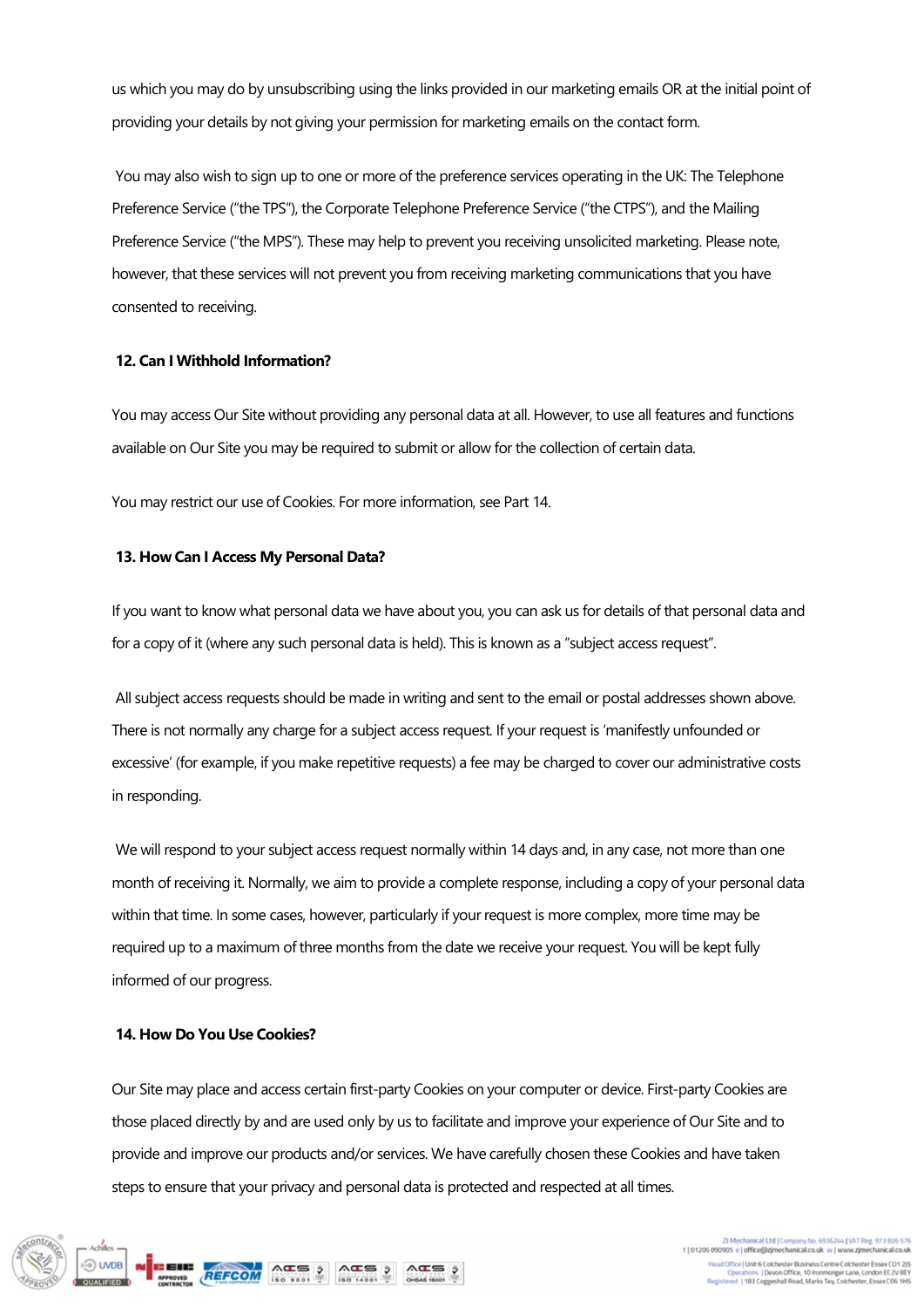us which you may do by unsubscribing using the links provided in our marketing emails OR at the initial point of providing your details by not giving your permission for marketing emails on the contact form.

You may also wish to sign up to one or more of the preference services operating in the UK: The Telephone Preference Service ("the TPS"), the Corporate Telephone Preference Service ("the CTPS"), and the Mailing Preference Service ("the MPS"). These may help to prevent you receiving unsolicited marketing. Please note, however, that these services will not prevent you from receiving marketing communications that you have consented to receiving.

**12. Can I Withhold Information?**

You may access Our Site without providing any personal data at all. However, to use all features and functions available on Our Site you may be required to submit or allow for the collection of certain data.

You may restrict our use of Cookies. For more information, see Part 14.

**13. How Can I Access My Personal Data?**

If you want to know what personal data we have about you, you can ask us for details of that personal data and for a copy of it (where any such personal data is held). This is known as a "subject access request".

All subject access requests should be made in writing and sent to the email or postal addresses shown above. There is not normally any charge for a subject access request. If your request is 'manifestly unfounded or excessive' (for example, if you make repetitive requests) a fee may be charged to cover our administrative costs in responding.

We will respond to your subject access request normally within 14 days and, in any case, not more than one month of receiving it. Normally, we aim to provide a complete response, including a copy of your personal data within that time. In some cases, however, particularly if your request is more complex, more time may be required up to a maximum of three months from the date we receive your request. You will be kept fully informed of our progress.

**14. How Do You Use Cookies?**

Our Site may place and access certain first-party Cookies on your computer or device. First-party Cookies are those placed directly by and are used only by us to facilitate and improve your experience of Our Site and to provide and improve our products and/or services. We have carefully chosen these Cookies and have taken steps to ensure that your privacy and personal data is protected and respected at all times.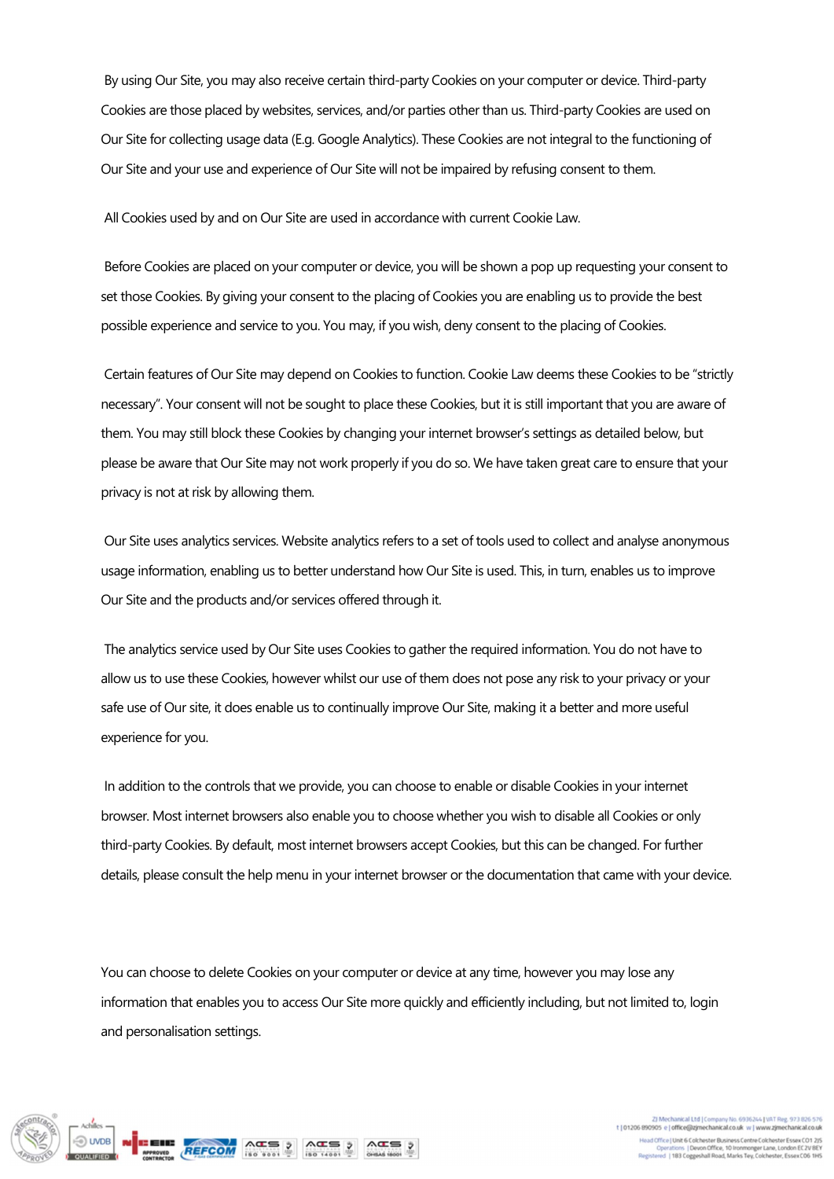By using Our Site, you may also receive certain third-party Cookies on your computer or device. Third-party Cookies are those placed by websites, services, and/or parties other than us. Third-party Cookies are used on Our Site for collecting usage data (E.g. Google Analytics). These Cookies are not integral to the functioning of Our Site and your use and experience of Our Site will not be impaired by refusing consent to them.

All Cookies used by and on Our Site are used in accordance with current Cookie Law.

Before Cookies are placed on your computer or device, you will be shown a pop up requesting your consent to set those Cookies. By giving your consent to the placing of Cookies you are enabling us to provide the best possible experience and service to you. You may, if you wish, deny consent to the placing of Cookies.

Certain features of Our Site may depend on Cookies to function. Cookie Law deems these Cookies to be "strictly necessary". Your consent will not be sought to place these Cookies, but it is still important that you are aware of them. You may still block these Cookies by changing your internet browser's settings as detailed below, but please be aware that Our Site may not work properly if you do so. We have taken great care to ensure that your privacy is not at risk by allowing them.

Our Site uses analytics services. Website analytics refers to a set of tools used to collect and analyse anonymous usage information, enabling us to better understand how Our Site is used. This, in turn, enables us to improve Our Site and the products and/or services offered through it.

The analytics service used by Our Site uses Cookies to gather the required information. You do not have to allow us to use these Cookies, however whilst our use of them does not pose any risk to your privacy or your safe use of Our site, it does enable us to continually improve Our Site, making it a better and more useful experience for you.

In addition to the controls that we provide, you can choose to enable or disable Cookies in your internet browser. Most internet browsers also enable you to choose whether you wish to disable all Cookies or only third-party Cookies. By default, most internet browsers accept Cookies, but this can be changed. For further details, please consult the help menu in your internet browser or the documentation that came with your device.

You can choose to delete Cookies on your computer or device at any time, however you may lose any information that enables you to access Our Site more quickly and efficiently including, but not limited to, login and personalisation settings.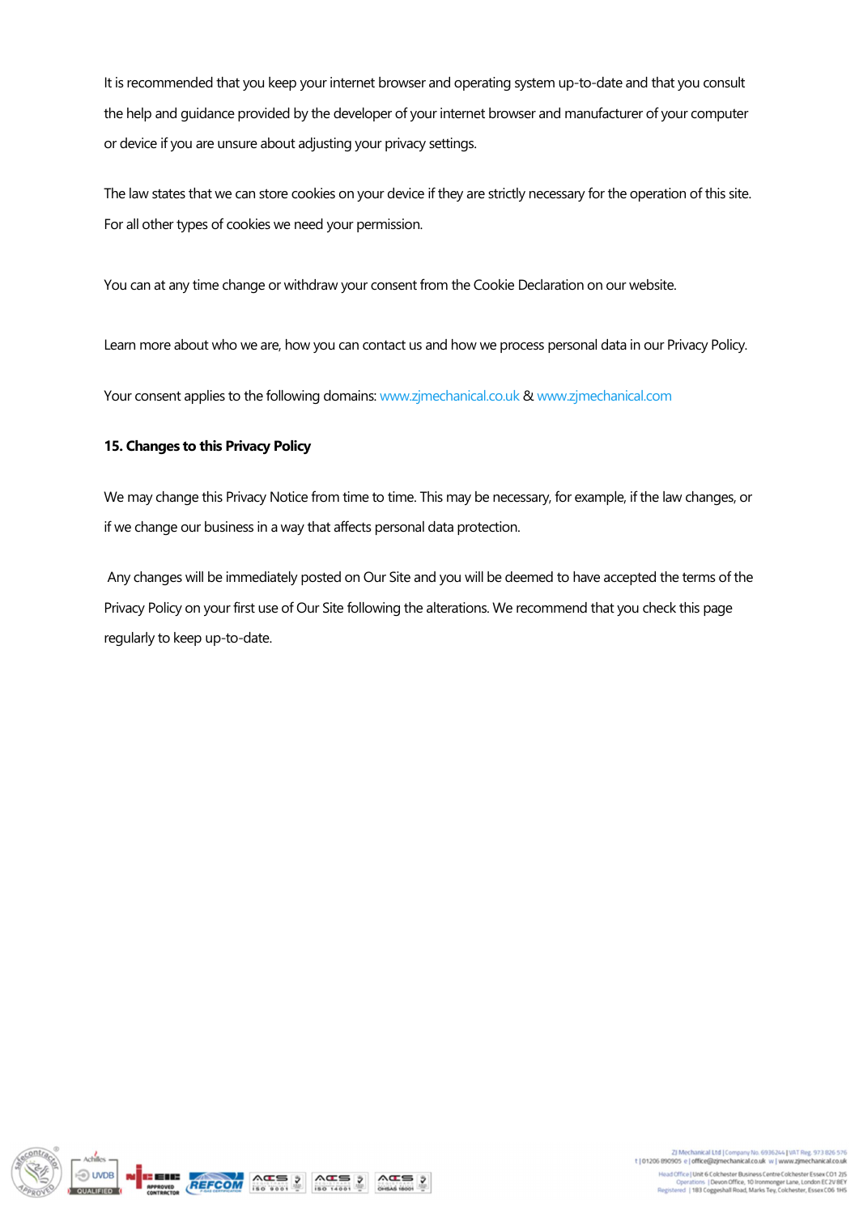It is recommended that you keep your internet browser and operating system up-to-date and that you consult the help and guidance provided by the developer of your internet browser and manufacturer of your computer or device if you are unsure about adjusting your privacy settings.

The law states that we can store cookies on your device if they are strictly necessary for the operation of this site. For all other types of cookies we need your permission.

You can at any time change or withdraw your consent from the Cookie Declaration on our website.

Learn more about who we are, how you can contact us and how we process personal data in our Privacy Policy.

Your consent applies to the following domains: www.zjmechanical.co.uk & www.zjmechanical.com

**15. Changes to this Privacy Policy**

We may change this Privacy Notice from time to time. This may be necessary, for example, if the law changes, or if we change our business in a way that affects personal data protection.

Any changes will be immediately posted on Our Site and you will be deemed to have accepted the terms of the Privacy Policy on your first use of Our Site following the alterations. We recommend that you check this page regularly to keep up-to-date.